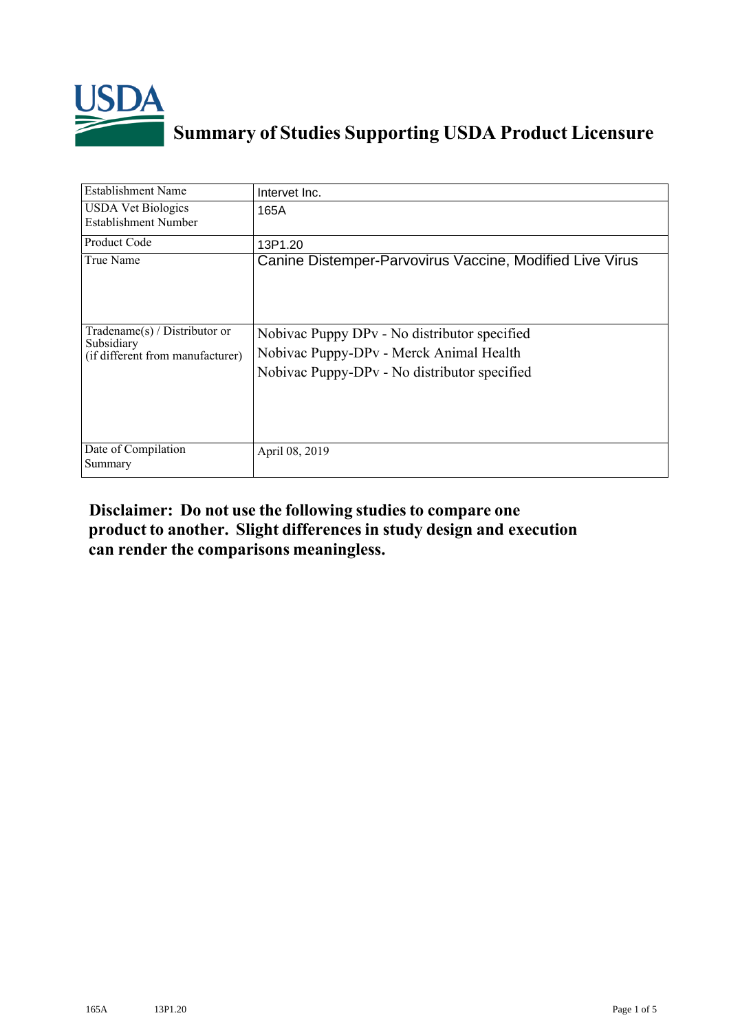# Summary of Studies Supporting USDA Product Licensure

| Establishment Name | Intervet Inc. |
|---|---|
| USDA Vet Biologics Establishment Number | 165A |
| Product Code | 13P1.20 |
| True Name | Canine Distemper-Parvovirus Vaccine, Modified Live Virus |
| Tradename(s) / Distributor or Subsidiary (if different from manufacturer) | Nobivac Puppy DPv - No distributor specified<br>Nobivac Puppy-DPv - Merck Animal Health<br>Nobivac Puppy-DPv - No distributor specified |
| Date of Compilation Summary | April 08, 2019 |

**Disclaimer: Do not use the following studies to compare one product to another. Slight differences in study design and execution can render the comparisons meaningless.**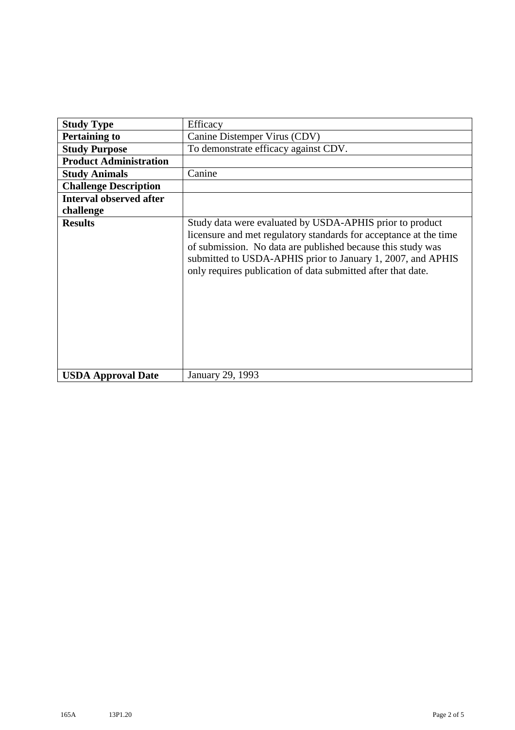| Study Type | Efficacy |
|---|---|
| Pertaining to | Canine Distemper Virus (CDV) |
| Study Purpose | To demonstrate efficacy against CDV. |
| Product Administration | |
| Study Animals | Canine |
| Challenge Description | |
| Interval observed after challenge | |
| Results | Study data were evaluated by USDA-APHIS prior to product licensure and met regulatory standards for acceptance at the time of submission. No data are published because this study was submitted to USDA-APHIS prior to January 1, 2007, and APHIS only requires publication of data submitted after that date. |
| USDA Approval Date | January 29, 1993 |

165A 13P1.20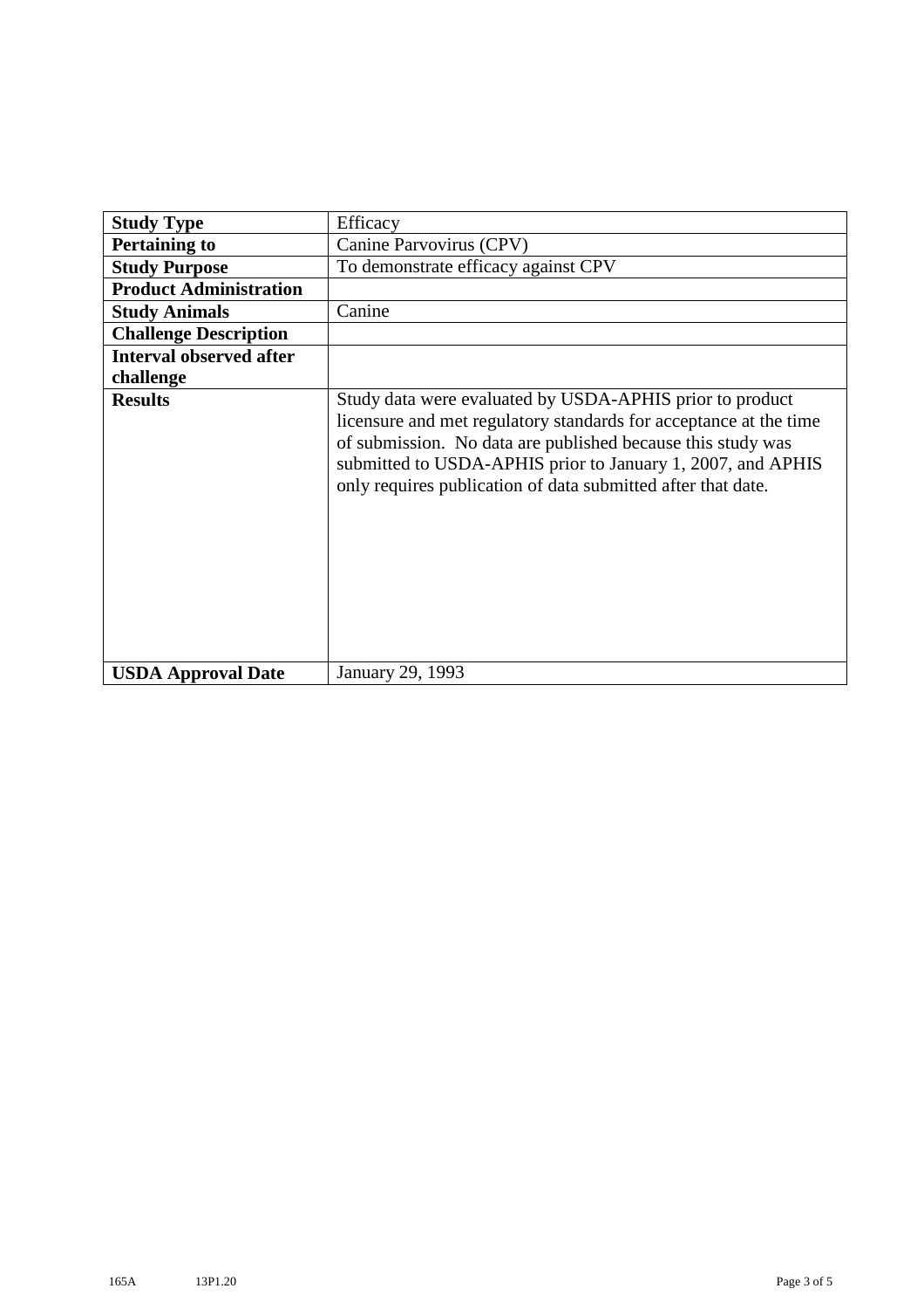| **Study Type** | Efficacy |
|---|---|
| **Pertaining to** | Canine Parvovirus (CPV) |
| **Study Purpose** | To demonstrate efficacy against CPV |
| **Product Administration** | |
| **Study Animals** | Canine |
| **Challenge Description** | |
| **Interval observed after challenge** | |
| **Results** | Study data were evaluated by USDA-APHIS prior to product licensure and met regulatory standards for acceptance at the time of submission. No data are published because this study was submitted to USDA-APHIS prior to January 1, 2007, and APHIS only requires publication of data submitted after that date. |
| **USDA Approval Date** | January 29, 1993 |

165A 13P1.20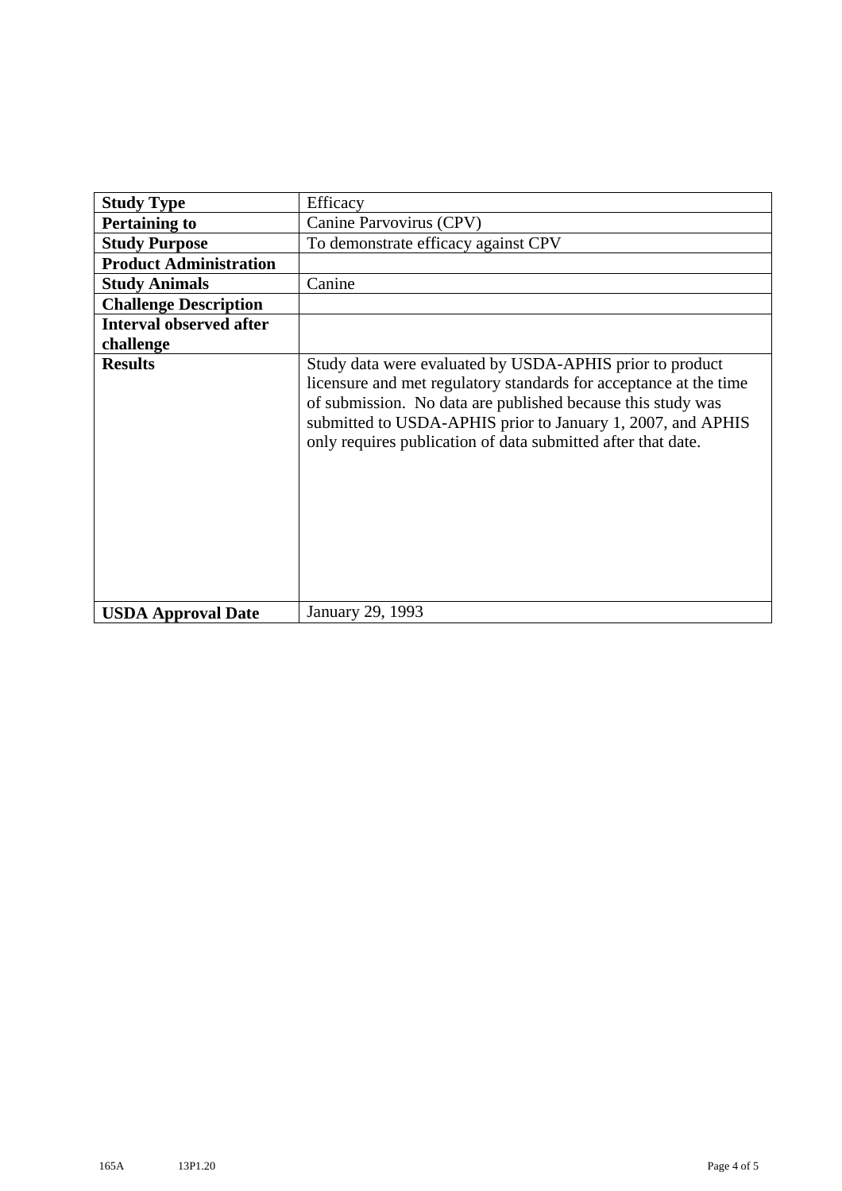| Study Type | Efficacy |
|---|---|
| **Pertaining to** | Canine Parvovirus (CPV) |
| **Study Purpose** | To demonstrate efficacy against CPV |
| **Product Administration** | |
| **Study Animals** | Canine |
| **Challenge Description** | |
| **Interval observed after challenge** | |
| **Results** | Study data were evaluated by USDA-APHIS prior to product licensure and met regulatory standards for acceptance at the time of submission. No data are published because this study was submitted to USDA-APHIS prior to January 1, 2007, and APHIS only requires publication of data submitted after that date. |
| **USDA Approval Date** | January 29, 1993 |

165A 13P1.20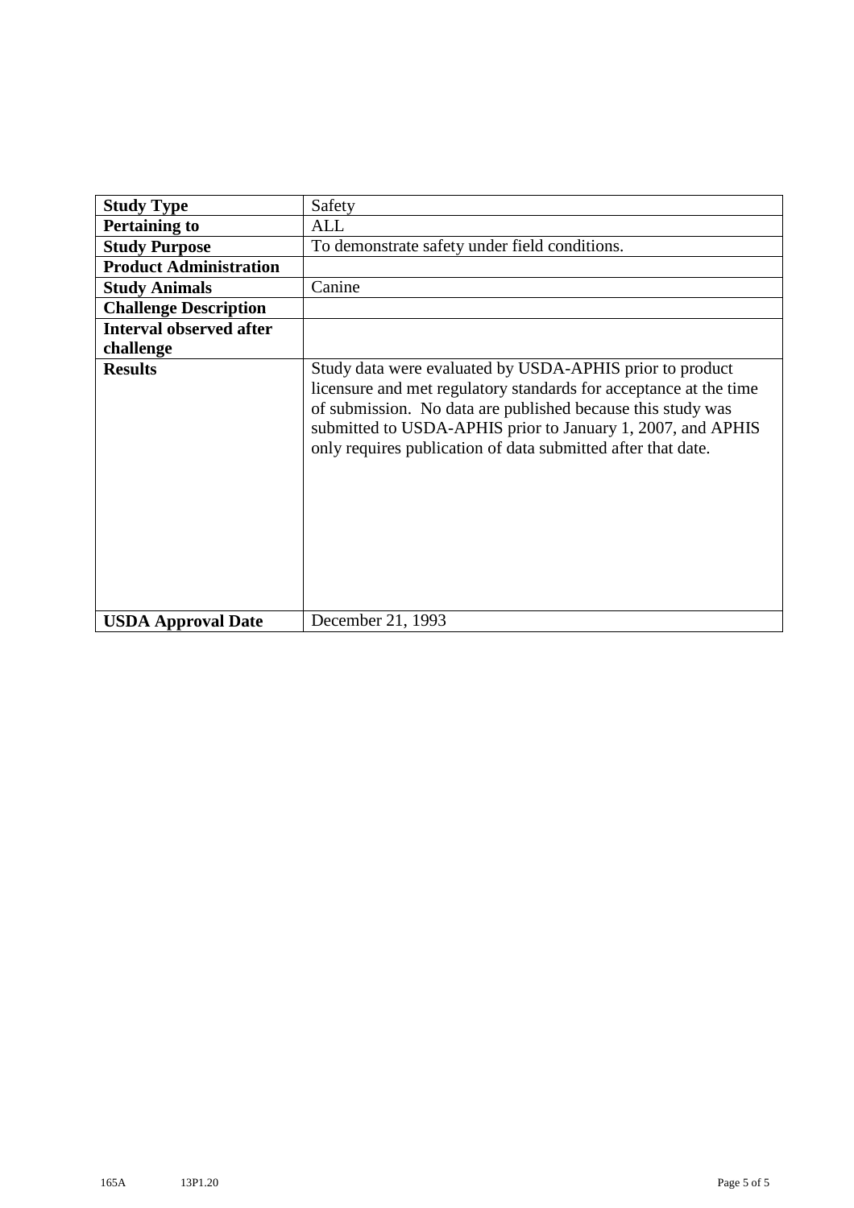| | |
|---|---|
| **Study Type** | Safety |
| **Pertaining to** | ALL |
| **Study Purpose** | To demonstrate safety under field conditions. |
| **Product Administration** | |
| **Study Animals** | Canine |
| **Challenge Description** | |
| **Interval observed after challenge** | |
| **Results** | Study data were evaluated by USDA-APHIS prior to product licensure and met regulatory standards for acceptance at the time of submission. No data are published because this study was submitted to USDA-APHIS prior to January 1, 2007, and APHIS only requires publication of data submitted after that date. |
| **USDA Approval Date** | December 21, 1993 |

165A 13P1.20